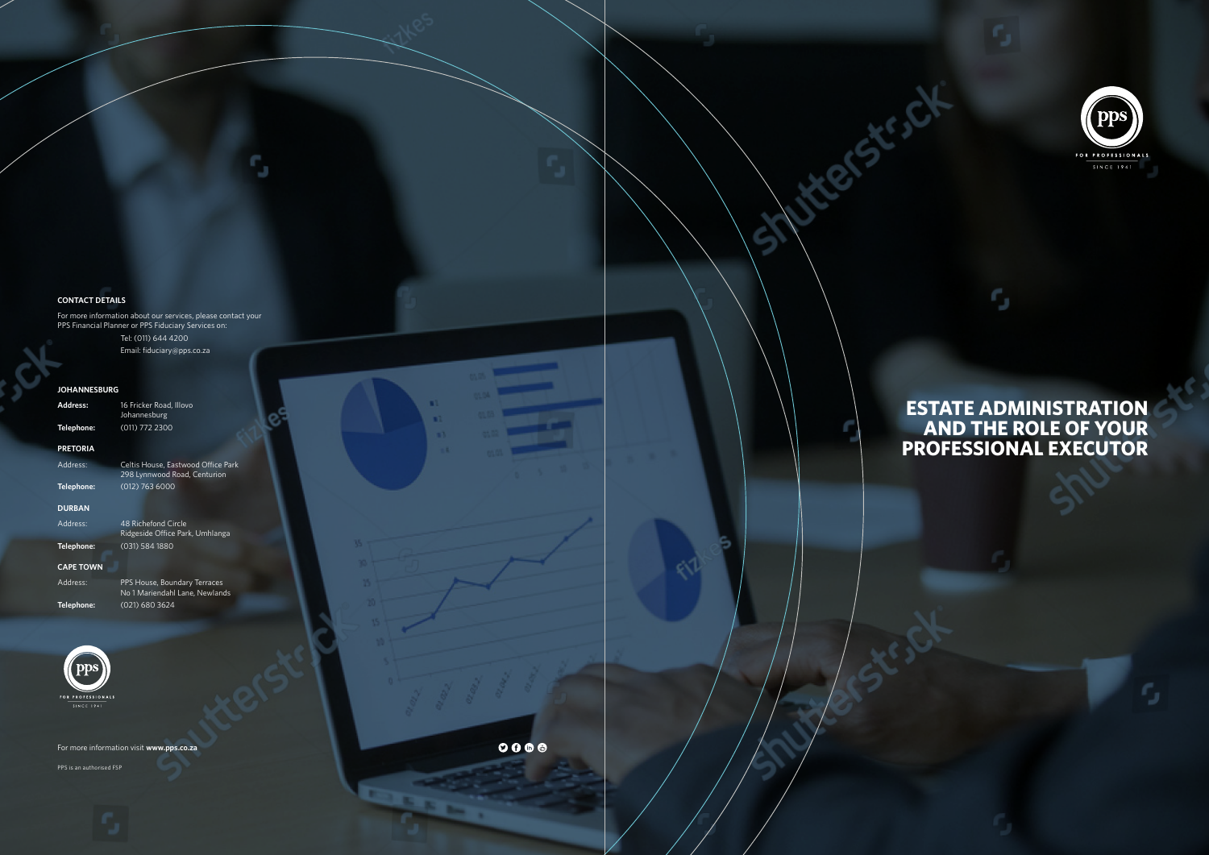# ESTATE ADMINISTRATION AND THE ROLE OF YOUR PROFESSIONAL EXECUTOR

pps

FOR PROFESSIONALS

SINCE 1941

**CONTACT DETAILS**

For more information about our services, please contact your PPS Financial Planner or PPS Fiduciary Services on:

Tel: (011) 644 4200
Email: fiduciary@pps.co.za

**JOHANNESBURG**

| | |
|---|---|
| **Address:** | 16 Fricker Road, Illovo Johannesburg |
| **Telephone:** | (011) 772 2300 |

**PRETORIA**

| | |
|---|---|
| Address: | Celtis House, Eastwood Office Park 298 Lynnwood Road, Centurion |
| **Telephone:** | (012) 763 6000 |

**DURBAN**

| | |
|---|---|
| Address: | 48 Richefond Circle Ridgeside Office Park, Umhlanga |
| **Telephone:** | (031) 584 1880 |

**CAPE TOWN**

| | |
|---|---|
| Address: | PPS House, Boundary Terraces No 1 Mariendahl Lane, Newlands |
| **Telephone:** | (021) 680 3624 |

pps

FOR PROFESSIONALS

SINCE 1941

For more information visit **www.pps.co.za**

PPS is an authorised FSP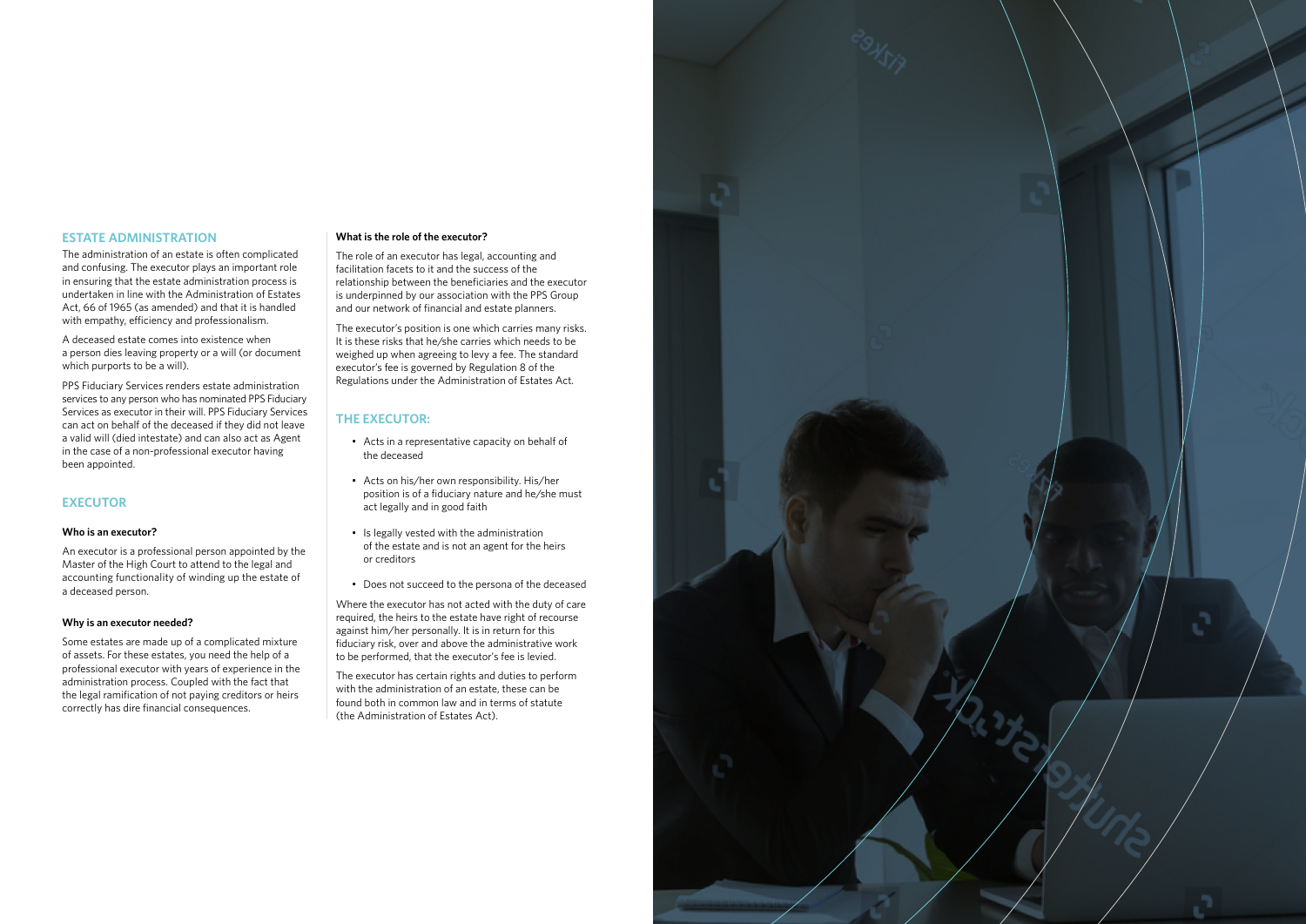## ESTATE ADMINISTRATION

The administration of an estate is often complicated and confusing. The executor plays an important role in ensuring that the estate administration process is undertaken in line with the Administration of Estates Act, 66 of 1965 (as amended) and that it is handled with empathy, efficiency and professionalism.

A deceased estate comes into existence when a person dies leaving property or a will (or document which purports to be a will).

PPS Fiduciary Services renders estate administration services to any person who has nominated PPS Fiduciary Services as executor in their will. PPS Fiduciary Services can act on behalf of the deceased if they did not leave a valid will (died intestate) and can also act as Agent in the case of a non-professional executor having been appointed.

## EXECUTOR

**Who is an executor?**

An executor is a professional person appointed by the Master of the High Court to attend to the legal and accounting functionality of winding up the estate of a deceased person.

**Why is an executor needed?**

Some estates are made up of a complicated mixture of assets. For these estates, you need the help of a professional executor with years of experience in the administration process. Coupled with the fact that the legal ramification of not paying creditors or heirs correctly has dire financial consequences.

**What is the role of the executor?**

The role of an executor has legal, accounting and facilitation facets to it and the success of the relationship between the beneficiaries and the executor is underpinned by our association with the PPS Group and our network of financial and estate planners.

The executor's position is one which carries many risks. It is these risks that he/she carries which needs to be weighed up when agreeing to levy a fee. The standard executor's fee is governed by Regulation 8 of the Regulations under the Administration of Estates Act.

## THE EXECUTOR:

- Acts in a representative capacity on behalf of the deceased
- Acts on his/her own responsibility. His/her position is of a fiduciary nature and he/she must act legally and in good faith
- Is legally vested with the administration of the estate and is not an agent for the heirs or creditors
- Does not succeed to the persona of the deceased

Where the executor has not acted with the duty of care required, the heirs to the estate have right of recourse against him/her personally. It is in return for this fiduciary risk, over and above the administrative work to be performed, that the executor's fee is levied.

The executor has certain rights and duties to perform with the administration of an estate, these can be found both in common law and in terms of statute (the Administration of Estates Act).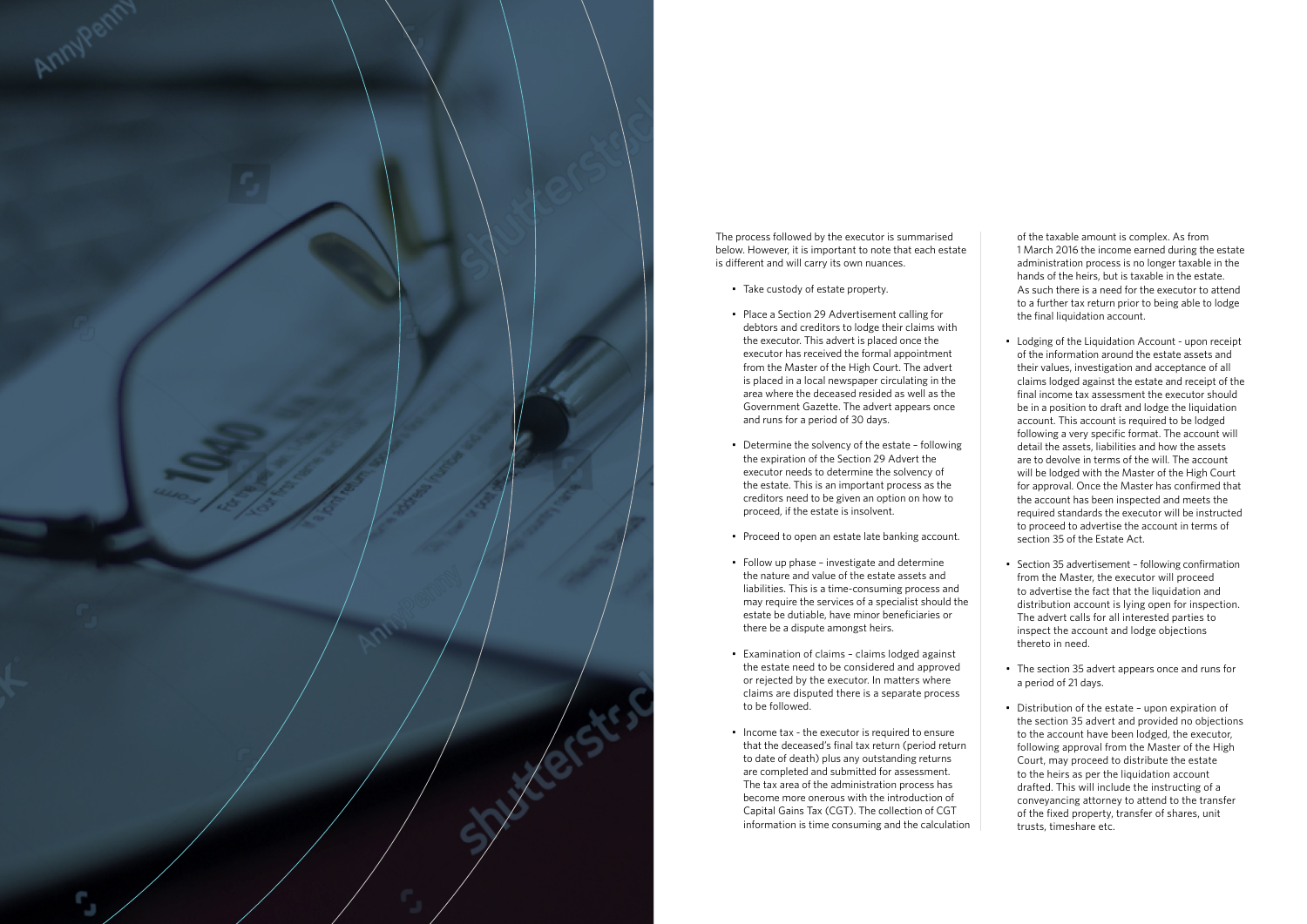The process followed by the executor is summarised below. However, it is important to note that each estate is different and will carry its own nuances.

- Take custody of estate property.
- Place a Section 29 Advertisement calling for debtors and creditors to lodge their claims with the executor. This advert is placed once the executor has received the formal appointment from the Master of the High Court. The advert is placed in a local newspaper circulating in the area where the deceased resided as well as the Government Gazette. The advert appears once and runs for a period of 30 days.
- Determine the solvency of the estate – following the expiration of the Section 29 Advert the executor needs to determine the solvency of the estate. This is an important process as the creditors need to be given an option on how to proceed, if the estate is insolvent.
- Proceed to open an estate late banking account.
- Follow up phase – investigate and determine the nature and value of the estate assets and liabilities. This is a time-consuming process and may require the services of a specialist should the estate be dutiable, have minor beneficiaries or there be a dispute amongst heirs.
- Examination of claims – claims lodged against the estate need to be considered and approved or rejected by the executor. In matters where claims are disputed there is a separate process to be followed.
- Income tax - the executor is required to ensure that the deceased's final tax return (period return to date of death) plus any outstanding returns are completed and submitted for assessment. The tax area of the administration process has become more onerous with the introduction of Capital Gains Tax (CGT). The collection of CGT information is time consuming and the calculation of the taxable amount is complex. As from 1 March 2016 the income earned during the estate administration process is no longer taxable in the hands of the heirs, but is taxable in the estate. As such there is a need for the executor to attend to a further tax return prior to being able to lodge the final liquidation account.
- Lodging of the Liquidation Account - upon receipt of the information around the estate assets and their values, investigation and acceptance of all claims lodged against the estate and receipt of the final income tax assessment the executor should be in a position to draft and lodge the liquidation account. This account is required to be lodged following a very specific format. The account will detail the assets, liabilities and how the assets are to devolve in terms of the will. The account will be lodged with the Master of the High Court for approval. Once the Master has confirmed that the account has been inspected and meets the required standards the executor will be instructed to proceed to advertise the account in terms of section 35 of the Estate Act.
- Section 35 advertisement – following confirmation from the Master, the executor will proceed to advertise the fact that the liquidation and distribution account is lying open for inspection. The advert calls for all interested parties to inspect the account and lodge objections thereto in need.
- The section 35 advert appears once and runs for a period of 21 days.
- Distribution of the estate – upon expiration of the section 35 advert and provided no objections to the account have been lodged, the executor, following approval from the Master of the High Court, may proceed to distribute the estate to the heirs as per the liquidation account drafted. This will include the instructing of a conveyancing attorney to attend to the transfer of the fixed property, transfer of shares, unit trusts, timeshare etc.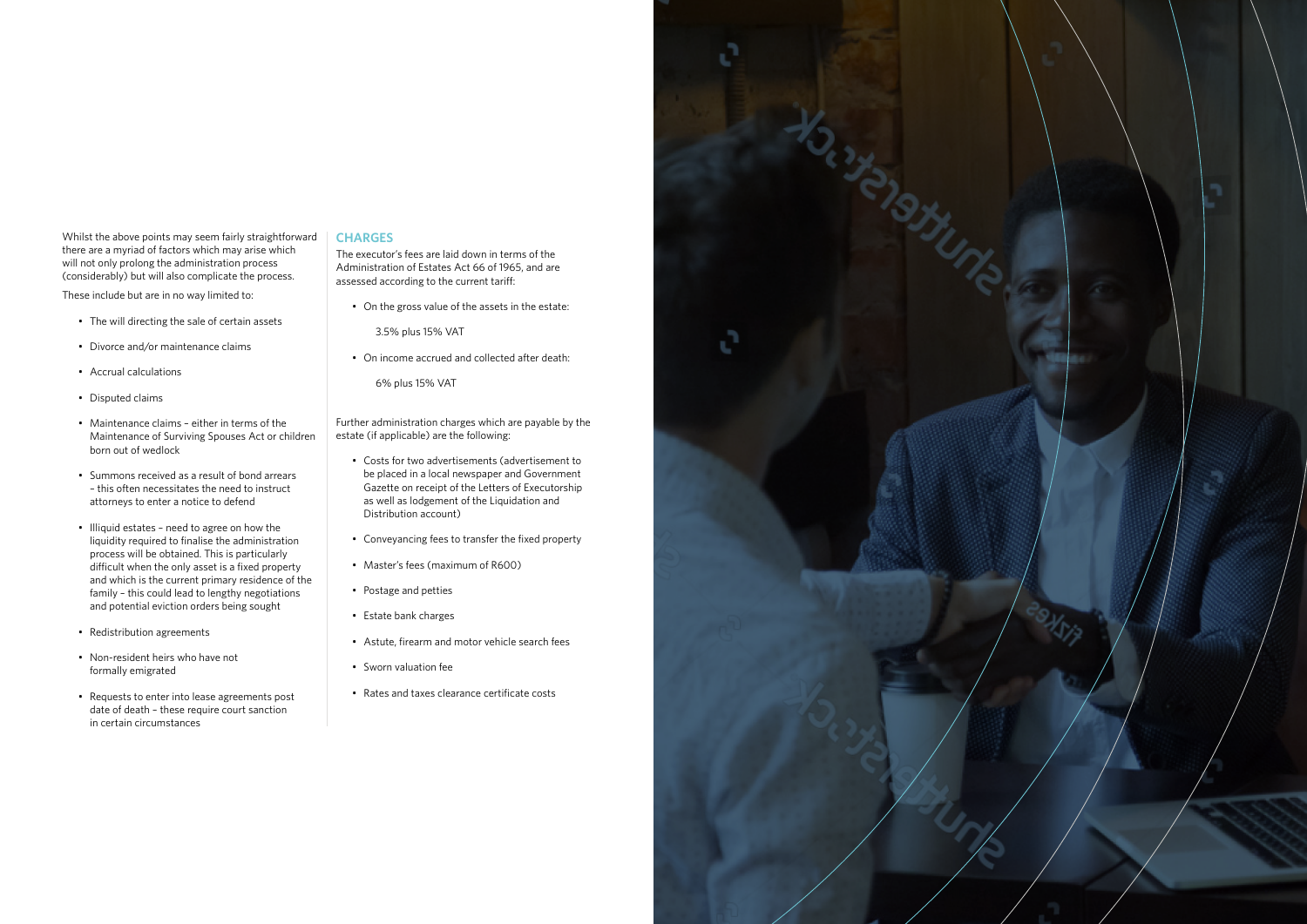Whilst the above points may seem fairly straightforward there are a myriad of factors which may arise which will not only prolong the administration process (considerably) but will also complicate the process.

These include but are in no way limited to:

- The will directing the sale of certain assets
- Divorce and/or maintenance claims
- Accrual calculations
- Disputed claims
- Maintenance claims – either in terms of the Maintenance of Surviving Spouses Act or children born out of wedlock
- Summons received as a result of bond arrears – this often necessitates the need to instruct attorneys to enter a notice to defend
- Illiquid estates – need to agree on how the liquidity required to finalise the administration process will be obtained. This is particularly difficult when the only asset is a fixed property and which is the current primary residence of the family – this could lead to lengthy negotiations and potential eviction orders being sought
- Redistribution agreements
- Non-resident heirs who have not formally emigrated
- Requests to enter into lease agreements post date of death – these require court sanction in certain circumstances

## CHARGES

The executor's fees are laid down in terms of the Administration of Estates Act 66 of 1965, and are assessed according to the current tariff:

- On the gross value of the assets in the estate:

  3.5% plus 15% VAT

- On income accrued and collected after death:

  6% plus 15% VAT

Further administration charges which are payable by the estate (if applicable) are the following:

- Costs for two advertisements (advertisement to be placed in a local newspaper and Government Gazette on receipt of the Letters of Executorship as well as lodgement of the Liquidation and Distribution account)
- Conveyancing fees to transfer the fixed property
- Master's fees (maximum of R600)
- Postage and petties
- Estate bank charges
- Astute, firearm and motor vehicle search fees
- Sworn valuation fee
- Rates and taxes clearance certificate costs